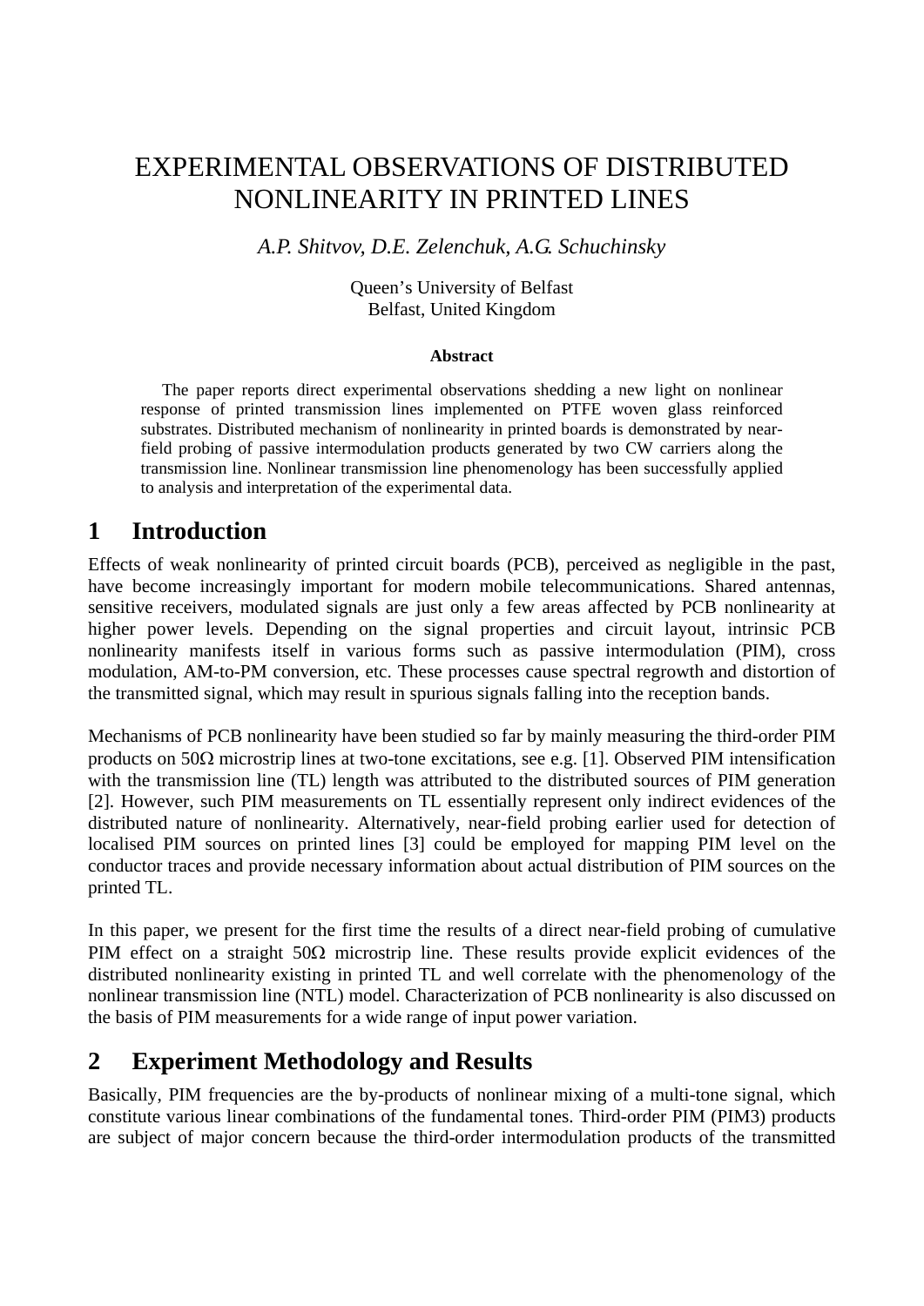# EXPERIMENTAL OBSERVATIONS OF DISTRIBUTED NONLINEARITY IN PRINTED LINES

*A.P. Shitvov, D.E. Zelenchuk, A.G. Schuchinsky*

Queen's University of Belfast
Belfast, United Kingdom

**Abstract**

The paper reports direct experimental observations shedding a new light on nonlinear response of printed transmission lines implemented on PTFE woven glass reinforced substrates. Distributed mechanism of nonlinearity in printed boards is demonstrated by near-field probing of passive intermodulation products generated by two CW carriers along the transmission line. Nonlinear transmission line phenomenology has been successfully applied to analysis and interpretation of the experimental data.

## 1 Introduction

Effects of weak nonlinearity of printed circuit boards (PCB), perceived as negligible in the past, have become increasingly important for modern mobile telecommunications. Shared antennas, sensitive receivers, modulated signals are just only a few areas affected by PCB nonlinearity at higher power levels. Depending on the signal properties and circuit layout, intrinsic PCB nonlinearity manifests itself in various forms such as passive intermodulation (PIM), cross modulation, AM-to-PM conversion, etc. These processes cause spectral regrowth and distortion of the transmitted signal, which may result in spurious signals falling into the reception bands.

Mechanisms of PCB nonlinearity have been studied so far by mainly measuring the third-order PIM products on 50Ω microstrip lines at two-tone excitations, see e.g. [1]. Observed PIM intensification with the transmission line (TL) length was attributed to the distributed sources of PIM generation [2]. However, such PIM measurements on TL essentially represent only indirect evidences of the distributed nature of nonlinearity. Alternatively, near-field probing earlier used for detection of localised PIM sources on printed lines [3] could be employed for mapping PIM level on the conductor traces and provide necessary information about actual distribution of PIM sources on the printed TL.

In this paper, we present for the first time the results of a direct near-field probing of cumulative PIM effect on a straight 50Ω microstrip line. These results provide explicit evidences of the distributed nonlinearity existing in printed TL and well correlate with the phenomenology of the nonlinear transmission line (NTL) model. Characterization of PCB nonlinearity is also discussed on the basis of PIM measurements for a wide range of input power variation.

## 2 Experiment Methodology and Results

Basically, PIM frequencies are the by-products of nonlinear mixing of a multi-tone signal, which constitute various linear combinations of the fundamental tones. Third-order PIM (PIM3) products are subject of major concern because the third-order intermodulation products of the transmitted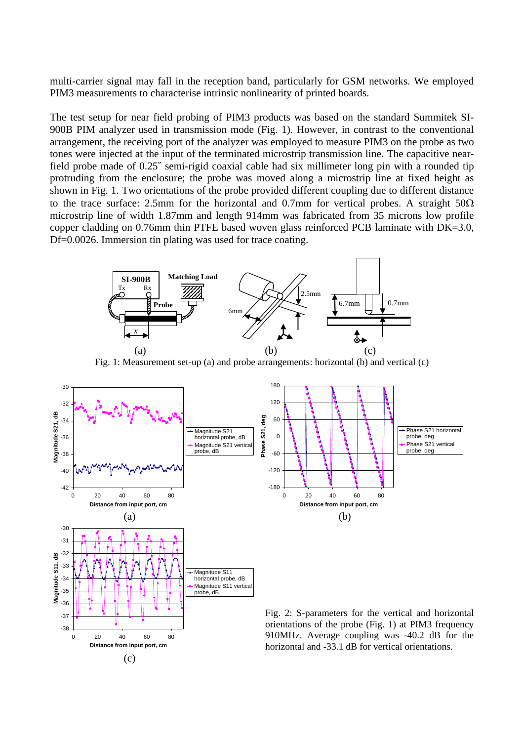multi-carrier signal may fall in the reception band, particularly for GSM networks. We employed PIM3 measurements to characterise intrinsic nonlinearity of printed boards.

The test setup for near field probing of PIM3 products was based on the standard Summitek SI-900B PIM analyzer used in transmission mode (Fig. 1). However, in contrast to the conventional arrangement, the receiving port of the analyzer was employed to measure PIM3 on the probe as two tones were injected at the input of the terminated microstrip transmission line. The capacitive near-field probe made of 0.25″ semi-rigid coaxial cable had six millimeter long pin with a rounded tip protruding from the enclosure; the probe was moved along a microstrip line at fixed height as shown in Fig. 1. Two orientations of the probe provided different coupling due to different distance to the trace surface: 2.5mm for the horizontal and 0.7mm for vertical probes. A straight 50Ω microstrip line of width 1.87mm and length 914mm was fabricated from 35 microns low profile copper cladding on 0.76mm thin PTFE based woven glass reinforced PCB laminate with DK=3.0, Df=0.0026. Immersion tin plating was used for trace coating.

Fig. 1: Measurement set-up (a) and probe arrangements: horizontal (b) and vertical (c)

Fig. 2: S-parameters for the vertical and horizontal orientations of the probe (Fig. 1) at PIM3 frequency 910MHz. Average coupling was -40.2 dB for the horizontal and -33.1 dB for vertical orientations.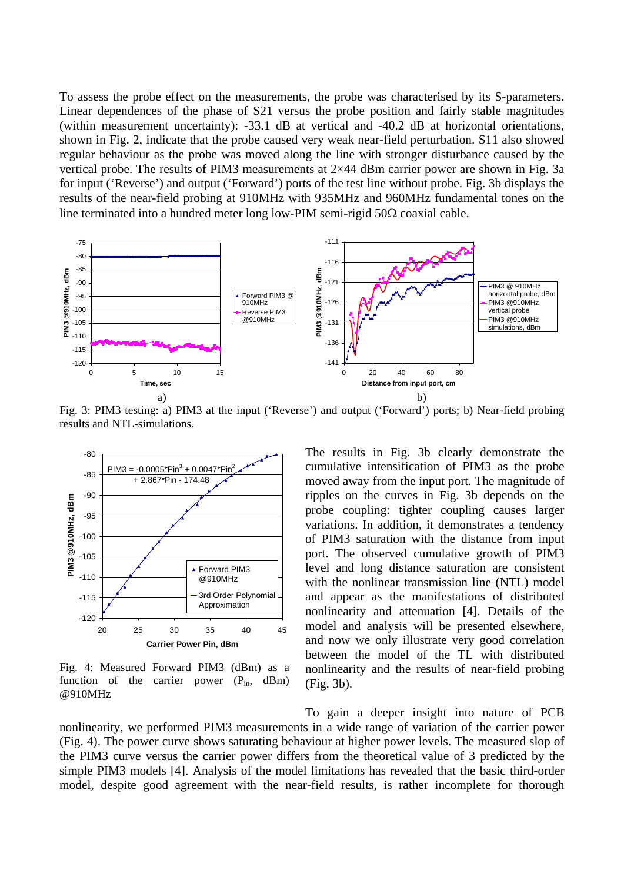To assess the probe effect on the measurements, the probe was characterised by its S-parameters. Linear dependences of the phase of S21 versus the probe position and fairly stable magnitudes (within measurement uncertainty): -33.1 dB at vertical and -40.2 dB at horizontal orientations, shown in Fig. 2, indicate that the probe caused very weak near-field perturbation. S11 also showed regular behaviour as the probe was moved along the line with stronger disturbance caused by the vertical probe. The results of PIM3 measurements at 2×44 dBm carrier power are shown in Fig. 3a for input ('Reverse') and output ('Forward') ports of the test line without probe. Fig. 3b displays the results of the near-field probing at 910MHz with 935MHz and 960MHz fundamental tones on the line terminated into a hundred meter long low-PIM semi-rigid 50Ω coaxial cable.

Fig. 3: PIM3 testing: a) PIM3 at the input ('Reverse') and output ('Forward') ports; b) Near-field probing results and NTL-simulations.

Fig. 4: Measured Forward PIM3 (dBm) as a function of the carrier power ($P_{in}$, dBm) @910MHz

The results in Fig. 3b clearly demonstrate the cumulative intensification of PIM3 as the probe moved away from the input port. The magnitude of ripples on the curves in Fig. 3b depends on the probe coupling: tighter coupling causes larger variations. In addition, it demonstrates a tendency of PIM3 saturation with the distance from input port. The observed cumulative growth of PIM3 level and long distance saturation are consistent with the nonlinear transmission line (NTL) model and appear as the manifestations of distributed nonlinearity and attenuation [4]. Details of the model and analysis will be presented elsewhere, and now we only illustrate very good correlation between the model of the TL with distributed nonlinearity and the results of near-field probing (Fig. 3b).

To gain a deeper insight into nature of PCB nonlinearity, we performed PIM3 measurements in a wide range of variation of the carrier power (Fig. 4). The power curve shows saturating behaviour at higher power levels. The measured slop of the PIM3 curve versus the carrier power differs from the theoretical value of 3 predicted by the simple PIM3 models [4]. Analysis of the model limitations has revealed that the basic third-order model, despite good agreement with the near-field results, is rather incomplete for thorough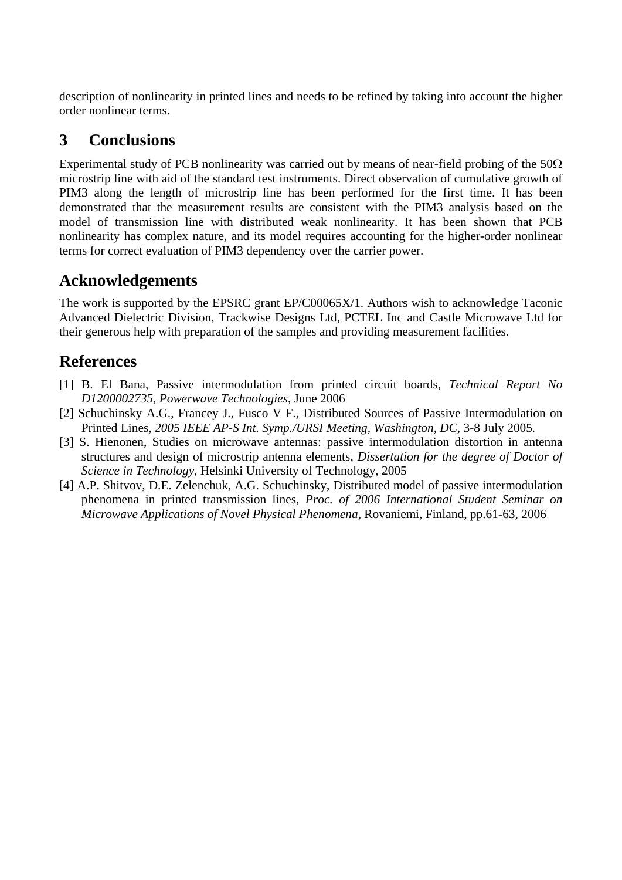description of nonlinearity in printed lines and needs to be refined by taking into account the higher order nonlinear terms.

## 3 Conclusions

Experimental study of PCB nonlinearity was carried out by means of near-field probing of the 50Ω microstrip line with aid of the standard test instruments. Direct observation of cumulative growth of PIM3 along the length of microstrip line has been performed for the first time. It has been demonstrated that the measurement results are consistent with the PIM3 analysis based on the model of transmission line with distributed weak nonlinearity. It has been shown that PCB nonlinearity has complex nature, and its model requires accounting for the higher-order nonlinear terms for correct evaluation of PIM3 dependency over the carrier power.

## Acknowledgements

The work is supported by the EPSRC grant EP/C00065X/1. Authors wish to acknowledge Taconic Advanced Dielectric Division, Trackwise Designs Ltd, PCTEL Inc and Castle Microwave Ltd for their generous help with preparation of the samples and providing measurement facilities.

## References

[1] B. El Bana, Passive intermodulation from printed circuit boards, *Technical Report No D1200002735*, *Powerwave Technologies*, June 2006

[2] Schuchinsky A.G., Francey J., Fusco V F., Distributed Sources of Passive Intermodulation on Printed Lines, *2005 IEEE AP-S Int. Symp./URSI Meeting, Washington, DC*, 3-8 July 2005.

[3] S. Hienonen, Studies on microwave antennas: passive intermodulation distortion in antenna structures and design of microstrip antenna elements, *Dissertation for the degree of Doctor of Science in Technology*, Helsinki University of Technology, 2005

[4] A.P. Shitvov, D.E. Zelenchuk, A.G. Schuchinsky, Distributed model of passive intermodulation phenomena in printed transmission lines, *Proc. of 2006 International Student Seminar on Microwave Applications of Novel Physical Phenomena*, Rovaniemi, Finland, pp.61-63, 2006